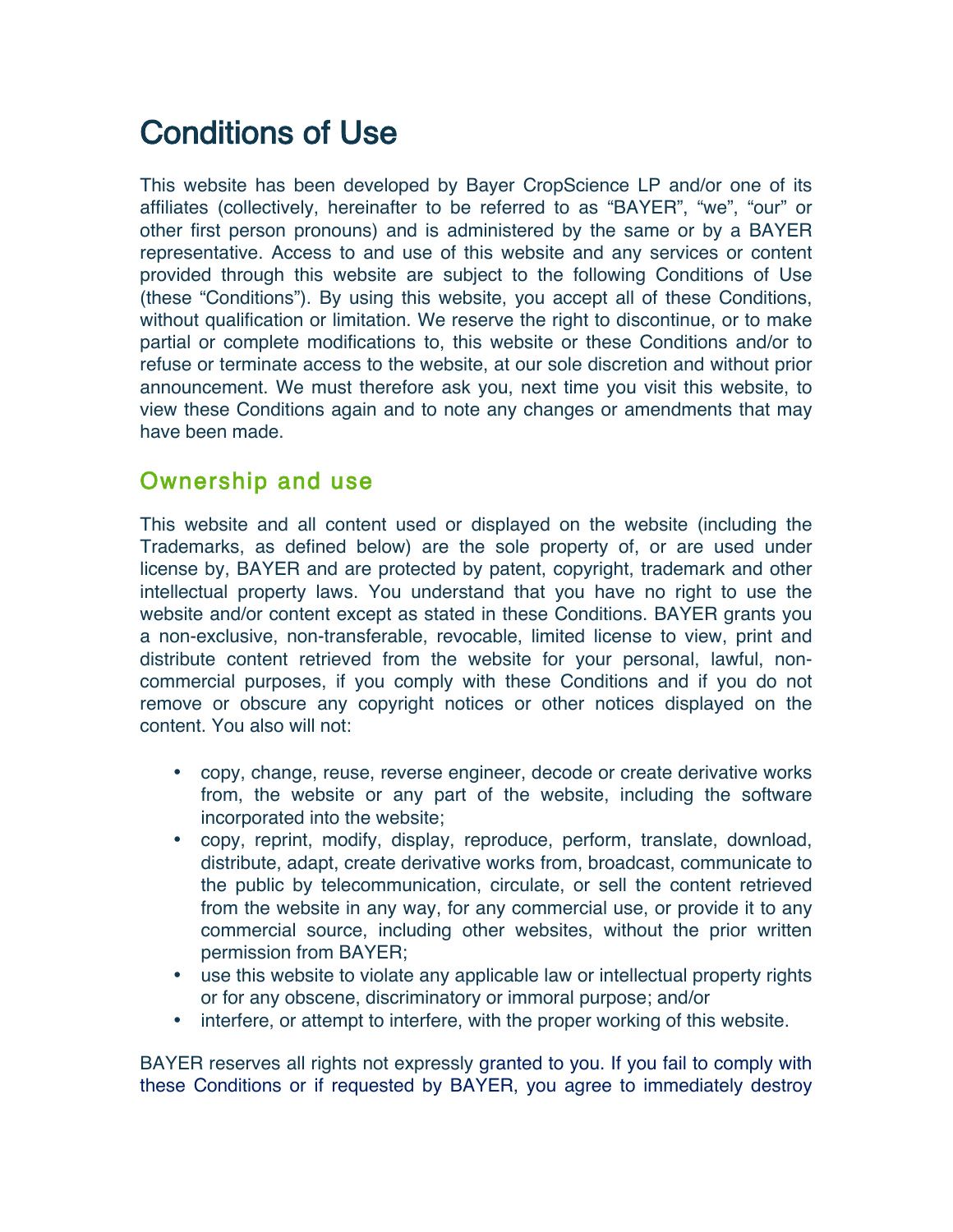# Conditions of Use

This website has been developed by Bayer CropScience LP and/or one of its affiliates (collectively, hereinafter to be referred to as “BAYER”, “we”, “our” or other first person pronouns) and is administered by the same or by a BAYER representative. Access to and use of this website and any services or content provided through this website are subject to the following Conditions of Use (these “Conditions”). By using this website, you accept all of these Conditions, without qualification or limitation. We reserve the right to discontinue, or to make partial or complete modifications to, this website or these Conditions and/or to refuse or terminate access to the website, at our sole discretion and without prior announcement. We must therefore ask you, next time you visit this website, to view these Conditions again and to note any changes or amendments that may have been made.

## Ownership and use

This website and all content used or displayed on the website (including the Trademarks, as defined below) are the sole property of, or are used under license by, BAYER and are protected by patent, copyright, trademark and other intellectual property laws. You understand that you have no right to use the website and/or content except as stated in these Conditions. BAYER grants you a non-exclusive, non-transferable, revocable, limited license to view, print and distribute content retrieved from the website for your personal, lawful, non-commercial purposes, if you comply with these Conditions and if you do not remove or obscure any copyright notices or other notices displayed on the content. You also will not:

- copy, change, reuse, reverse engineer, decode or create derivative works from, the website or any part of the website, including the software incorporated into the website;
- copy, reprint, modify, display, reproduce, perform, translate, download, distribute, adapt, create derivative works from, broadcast, communicate to the public by telecommunication, circulate, or sell the content retrieved from the website in any way, for any commercial use, or provide it to any commercial source, including other websites, without the prior written permission from BAYER;
- use this website to violate any applicable law or intellectual property rights or for any obscene, discriminatory or immoral purpose; and/or
- interfere, or attempt to interfere, with the proper working of this website.

BAYER reserves all rights not expressly granted to you. If you fail to comply with these Conditions or if requested by BAYER, you agree to immediately destroy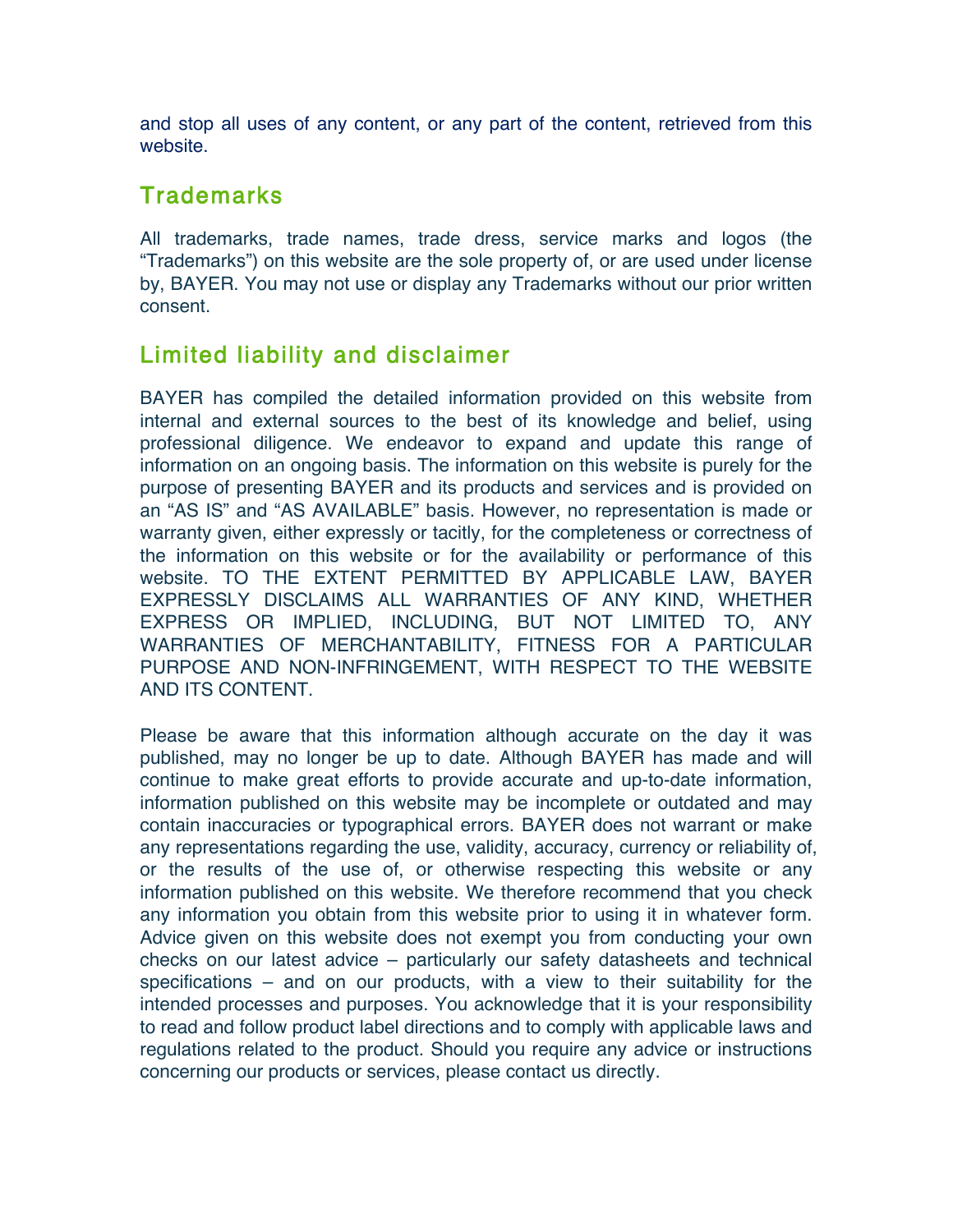and stop all uses of any content, or any part of the content, retrieved from this website.

## Trademarks

All trademarks, trade names, trade dress, service marks and logos (the "Trademarks") on this website are the sole property of, or are used under license by, BAYER. You may not use or display any Trademarks without our prior written consent.

## Limited liability and disclaimer

BAYER has compiled the detailed information provided on this website from internal and external sources to the best of its knowledge and belief, using professional diligence. We endeavor to expand and update this range of information on an ongoing basis. The information on this website is purely for the purpose of presenting BAYER and its products and services and is provided on an "AS IS" and "AS AVAILABLE" basis. However, no representation is made or warranty given, either expressly or tacitly, for the completeness or correctness of the information on this website or for the availability or performance of this website. TO THE EXTENT PERMITTED BY APPLICABLE LAW, BAYER EXPRESSLY DISCLAIMS ALL WARRANTIES OF ANY KIND, WHETHER EXPRESS OR IMPLIED, INCLUDING, BUT NOT LIMITED TO, ANY WARRANTIES OF MERCHANTABILITY, FITNESS FOR A PARTICULAR PURPOSE AND NON-INFRINGEMENT, WITH RESPECT TO THE WEBSITE AND ITS CONTENT.

Please be aware that this information although accurate on the day it was published, may no longer be up to date. Although BAYER has made and will continue to make great efforts to provide accurate and up-to-date information, information published on this website may be incomplete or outdated and may contain inaccuracies or typographical errors. BAYER does not warrant or make any representations regarding the use, validity, accuracy, currency or reliability of, or the results of the use of, or otherwise respecting this website or any information published on this website. We therefore recommend that you check any information you obtain from this website prior to using it in whatever form. Advice given on this website does not exempt you from conducting your own checks on our latest advice – particularly our safety datasheets and technical specifications – and on our products, with a view to their suitability for the intended processes and purposes. You acknowledge that it is your responsibility to read and follow product label directions and to comply with applicable laws and regulations related to the product. Should you require any advice or instructions concerning our products or services, please contact us directly.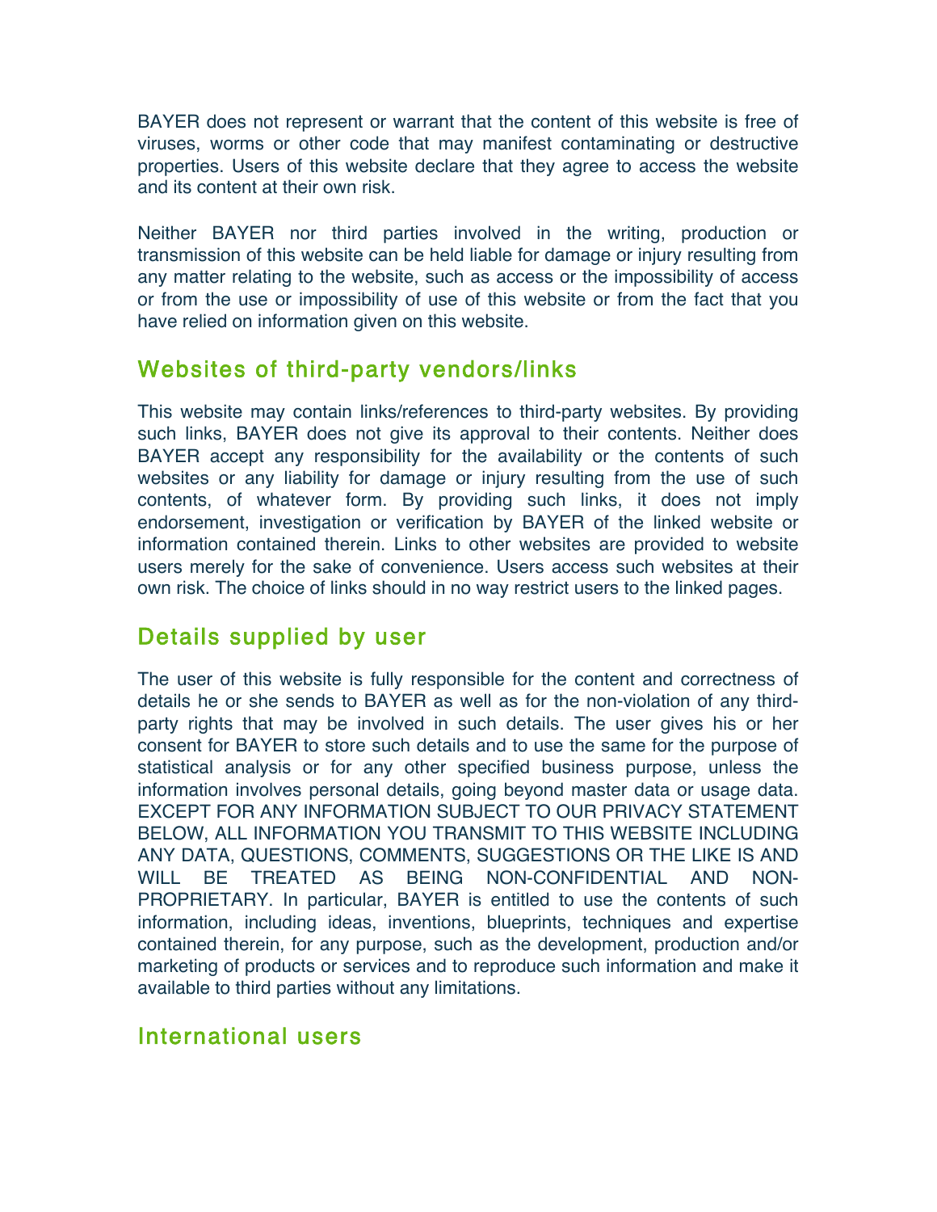BAYER does not represent or warrant that the content of this website is free of viruses, worms or other code that may manifest contaminating or destructive properties. Users of this website declare that they agree to access the website and its content at their own risk.

Neither BAYER nor third parties involved in the writing, production or transmission of this website can be held liable for damage or injury resulting from any matter relating to the website, such as access or the impossibility of access or from the use or impossibility of use of this website or from the fact that you have relied on information given on this website.

## Websites of third-party vendors/links

This website may contain links/references to third-party websites. By providing such links, BAYER does not give its approval to their contents. Neither does BAYER accept any responsibility for the availability or the contents of such websites or any liability for damage or injury resulting from the use of such contents, of whatever form. By providing such links, it does not imply endorsement, investigation or verification by BAYER of the linked website or information contained therein. Links to other websites are provided to website users merely for the sake of convenience. Users access such websites at their own risk. The choice of links should in no way restrict users to the linked pages.

## Details supplied by user

The user of this website is fully responsible for the content and correctness of details he or she sends to BAYER as well as for the non-violation of any third-party rights that may be involved in such details. The user gives his or her consent for BAYER to store such details and to use the same for the purpose of statistical analysis or for any other specified business purpose, unless the information involves personal details, going beyond master data or usage data. EXCEPT FOR ANY INFORMATION SUBJECT TO OUR PRIVACY STATEMENT BELOW, ALL INFORMATION YOU TRANSMIT TO THIS WEBSITE INCLUDING ANY DATA, QUESTIONS, COMMENTS, SUGGESTIONS OR THE LIKE IS AND WILL BE TREATED AS BEING NON-CONFIDENTIAL AND NON-PROPRIETARY. In particular, BAYER is entitled to use the contents of such information, including ideas, inventions, blueprints, techniques and expertise contained therein, for any purpose, such as the development, production and/or marketing of products or services and to reproduce such information and make it available to third parties without any limitations.

## International users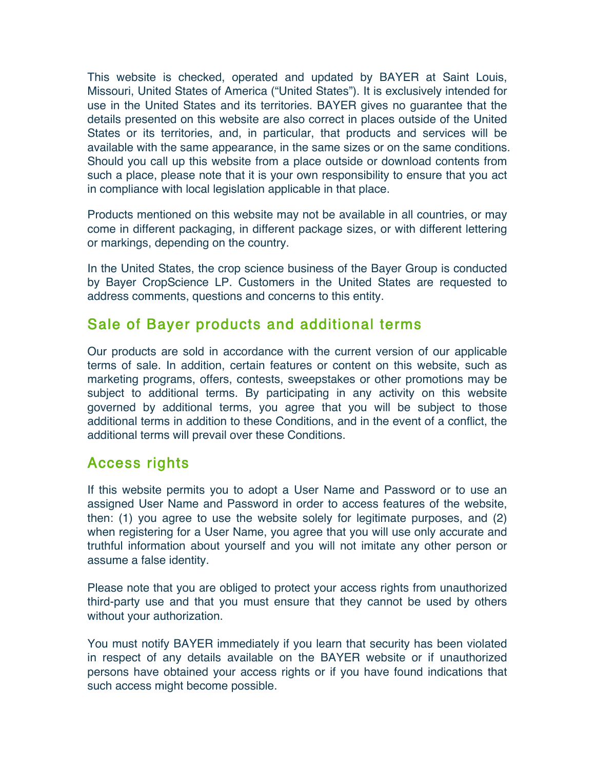This website is checked, operated and updated by BAYER at Saint Louis, Missouri, United States of America ("United States"). It is exclusively intended for use in the United States and its territories. BAYER gives no guarantee that the details presented on this website are also correct in places outside of the United States or its territories, and, in particular, that products and services will be available with the same appearance, in the same sizes or on the same conditions. Should you call up this website from a place outside or download contents from such a place, please note that it is your own responsibility to ensure that you act in compliance with local legislation applicable in that place.

Products mentioned on this website may not be available in all countries, or may come in different packaging, in different package sizes, or with different lettering or markings, depending on the country.

In the United States, the crop science business of the Bayer Group is conducted by Bayer CropScience LP. Customers in the United States are requested to address comments, questions and concerns to this entity.

## Sale of Bayer products and additional terms

Our products are sold in accordance with the current version of our applicable terms of sale. In addition, certain features or content on this website, such as marketing programs, offers, contests, sweepstakes or other promotions may be subject to additional terms. By participating in any activity on this website governed by additional terms, you agree that you will be subject to those additional terms in addition to these Conditions, and in the event of a conflict, the additional terms will prevail over these Conditions.

## Access rights

If this website permits you to adopt a User Name and Password or to use an assigned User Name and Password in order to access features of the website, then: (1) you agree to use the website solely for legitimate purposes, and (2) when registering for a User Name, you agree that you will use only accurate and truthful information about yourself and you will not imitate any other person or assume a false identity.

Please note that you are obliged to protect your access rights from unauthorized third-party use and that you must ensure that they cannot be used by others without your authorization.

You must notify BAYER immediately if you learn that security has been violated in respect of any details available on the BAYER website or if unauthorized persons have obtained your access rights or if you have found indications that such access might become possible.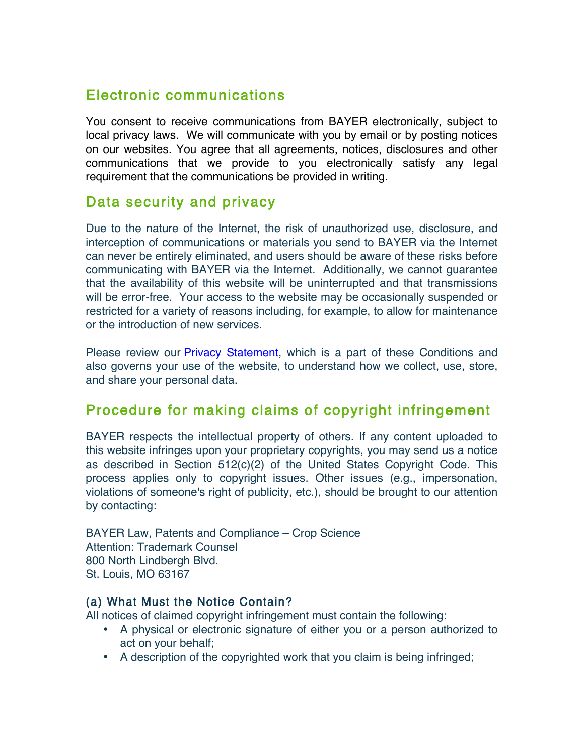## Electronic communications

You consent to receive communications from BAYER electronically, subject to local privacy laws. We will communicate with you by email or by posting notices on our websites. You agree that all agreements, notices, disclosures and other communications that we provide to you electronically satisfy any legal requirement that the communications be provided in writing.

## Data security and privacy

Due to the nature of the Internet, the risk of unauthorized use, disclosure, and interception of communications or materials you send to BAYER via the Internet can never be entirely eliminated, and users should be aware of these risks before communicating with BAYER via the Internet. Additionally, we cannot guarantee that the availability of this website will be uninterrupted and that transmissions will be error-free. Your access to the website may be occasionally suspended or restricted for a variety of reasons including, for example, to allow for maintenance or the introduction of new services.

Please review our Privacy Statement, which is a part of these Conditions and also governs your use of the website, to understand how we collect, use, store, and share your personal data.

## Procedure for making claims of copyright infringement

BAYER respects the intellectual property of others. If any content uploaded to this website infringes upon your proprietary copyrights, you may send us a notice as described in Section 512(c)(2) of the United States Copyright Code. This process applies only to copyright issues. Other issues (e.g., impersonation, violations of someone's right of publicity, etc.), should be brought to our attention by contacting:

BAYER Law, Patents and Compliance – Crop Science
Attention: Trademark Counsel
800 North Lindbergh Blvd.
St. Louis, MO 63167

### (a) What Must the Notice Contain?

All notices of claimed copyright infringement must contain the following:

- A physical or electronic signature of either you or a person authorized to act on your behalf;
- A description of the copyrighted work that you claim is being infringed;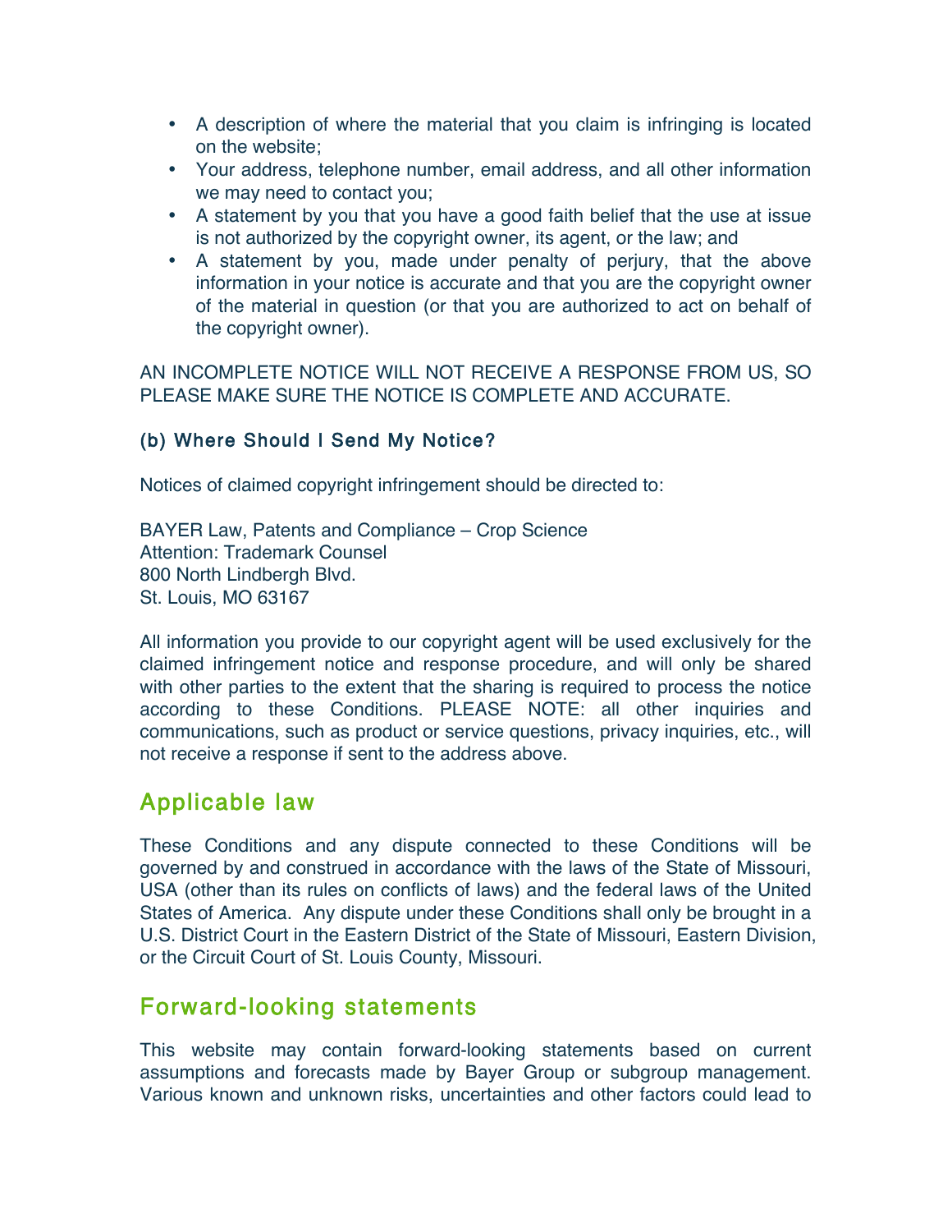- A description of where the material that you claim is infringing is located on the website;
- Your address, telephone number, email address, and all other information we may need to contact you;
- A statement by you that you have a good faith belief that the use at issue is not authorized by the copyright owner, its agent, or the law; and
- A statement by you, made under penalty of perjury, that the above information in your notice is accurate and that you are the copyright owner of the material in question (or that you are authorized to act on behalf of the copyright owner).

AN INCOMPLETE NOTICE WILL NOT RECEIVE A RESPONSE FROM US, SO PLEASE MAKE SURE THE NOTICE IS COMPLETE AND ACCURATE.

### (b) Where Should I Send My Notice?

Notices of claimed copyright infringement should be directed to:

BAYER Law, Patents and Compliance – Crop Science
Attention: Trademark Counsel
800 North Lindbergh Blvd.
St. Louis, MO 63167

All information you provide to our copyright agent will be used exclusively for the claimed infringement notice and response procedure, and will only be shared with other parties to the extent that the sharing is required to process the notice according to these Conditions. PLEASE NOTE: all other inquiries and communications, such as product or service questions, privacy inquiries, etc., will not receive a response if sent to the address above.

## Applicable law

These Conditions and any dispute connected to these Conditions will be governed by and construed in accordance with the laws of the State of Missouri, USA (other than its rules on conflicts of laws) and the federal laws of the United States of America. Any dispute under these Conditions shall only be brought in a U.S. District Court in the Eastern District of the State of Missouri, Eastern Division, or the Circuit Court of St. Louis County, Missouri.

## Forward-looking statements

This website may contain forward-looking statements based on current assumptions and forecasts made by Bayer Group or subgroup management. Various known and unknown risks, uncertainties and other factors could lead to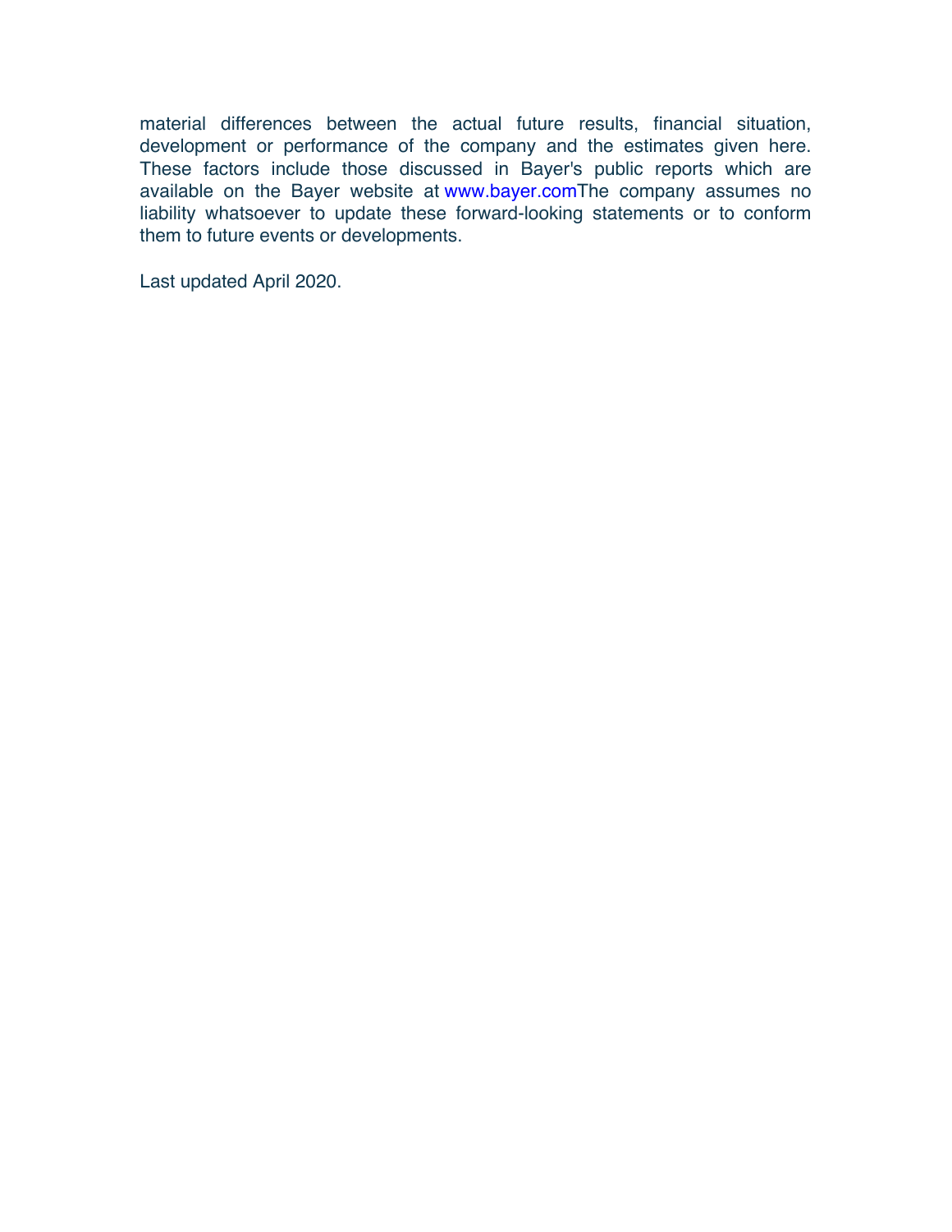material differences between the actual future results, financial situation, development or performance of the company and the estimates given here. These factors include those discussed in Bayer's public reports which are available on the Bayer website at www.bayer.comThe company assumes no liability whatsoever to update these forward-looking statements or to conform them to future events or developments.

Last updated April 2020.